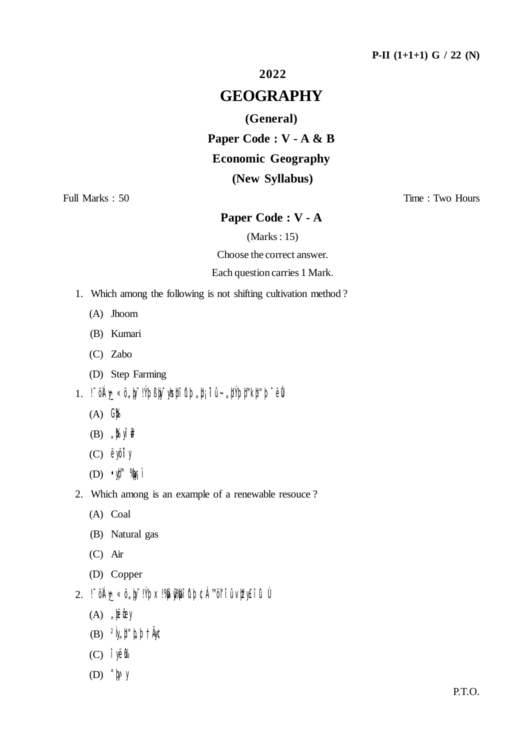P-II (1+1+1) G / 22 (N)

# 2022

# GEOGRAPHY

## (General)

## Paper Code : V - A & B

## Economic Geography

## (New Syllabus)

Full Marks : 50 Time : Two Hours

## Paper Code : V - A

(Marks : 15)

Choose the correct answer.

Each question carries 1 Mark.

1. Which among the following is not shifting cultivation method ?

   (A) Jhoom

   (B) Kumari

   (C) Zabo

   (D) Step Farming

1. !˜öÀ y_ « ö„ þý˜ !Ýþ ßþý˜ yþs þi û þ „ þ¡ î û ~ „ þÝþ þ˜k þ“ þ ˜ ë Ú

   (A) Gþ‰

   (B) „ þ‰ yî ü#

   (C) ë yöî y

   (D) •yþ™ %þ¡ ì

2. Which among is an example of a renewable resouce ?

   (A) Coal

   (B) Natural gas

   (C) Air

   (D) Copper

2. !˜öÀ y_ « ö„ þý˜ !Ýþ x !%þ yþ¾þ î û þ ¢ Á ™ö î û v þ£y£ î û Ú

   (A) „ þë œ y

   (B) ² ìy„ þ“ þ„ þ † Äy¢

   (C) î yë ‰

   (D) “ þ› y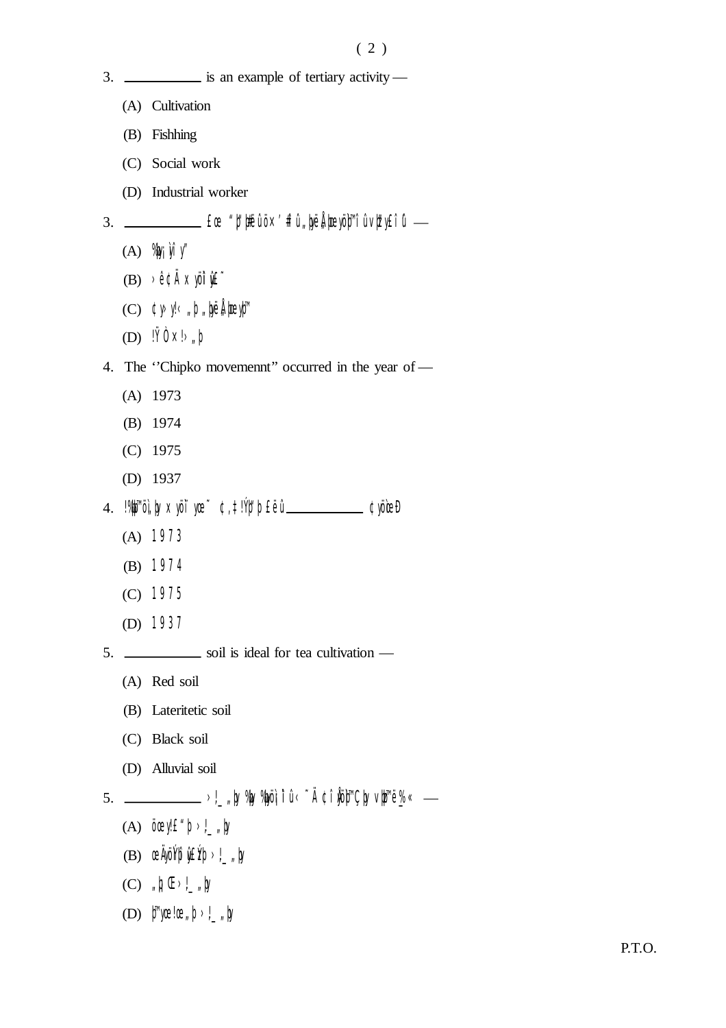3. __________ is an example of tertiary activity —

(A) Cultivation

(B) Fishhing

(C) Social work

(D) Industrial worker

3. __________ £œ “þ'þ#ëû õ×’ #û „þÿëÅþœÿöþ™î û vþ¿ÿ£î û —

(A) %þÿ¡ ÿî ÿ”

(B) › ê ¢ Ä × ÿöî ÿ£˜

(C) ¢ÿ› ÿ!‹ „ þ „ þÿëÅþœÿþ™

(D) !Ÿ Ò × !› „ þ

4. The ‘’Chipko movemennt” occurred in the year of —

(A) 1973

(B) 1974

(C) 1975

(D) 1937

4. !%þþ™ö¡„ þÿ × ÿöî ÿœ˜ ¢‚‡ !Ÿþ'þ £ ë û __________ ¢ÿöœÐ

(A) 1 9 7 3

(B) 1 9 7 4

(C) 1 9 7 5

(D) 1 9 3 7

5. __________ soil is ideal for tea cultivation —

(A) Red soil

(B) Lateritetic soil

(C) Black soil

(D) Alluvial soil

5. __________ › !_ „ þÿ %þÿ %þÿöî î û ‹ ˜ Ä ¢ î ÿþ™Çþÿ vþ™ë_%« —

(A) öœÿ£“ þ › !_ „ þÿ

(B) œÄÿöÝþ ÿ£Ýþ › !_ „ þÿ

(C) „ þ Œ › !_ „ þÿ

(D) þ™ÿœ !œ „ þ › !_ „ þÿ

P.T.O.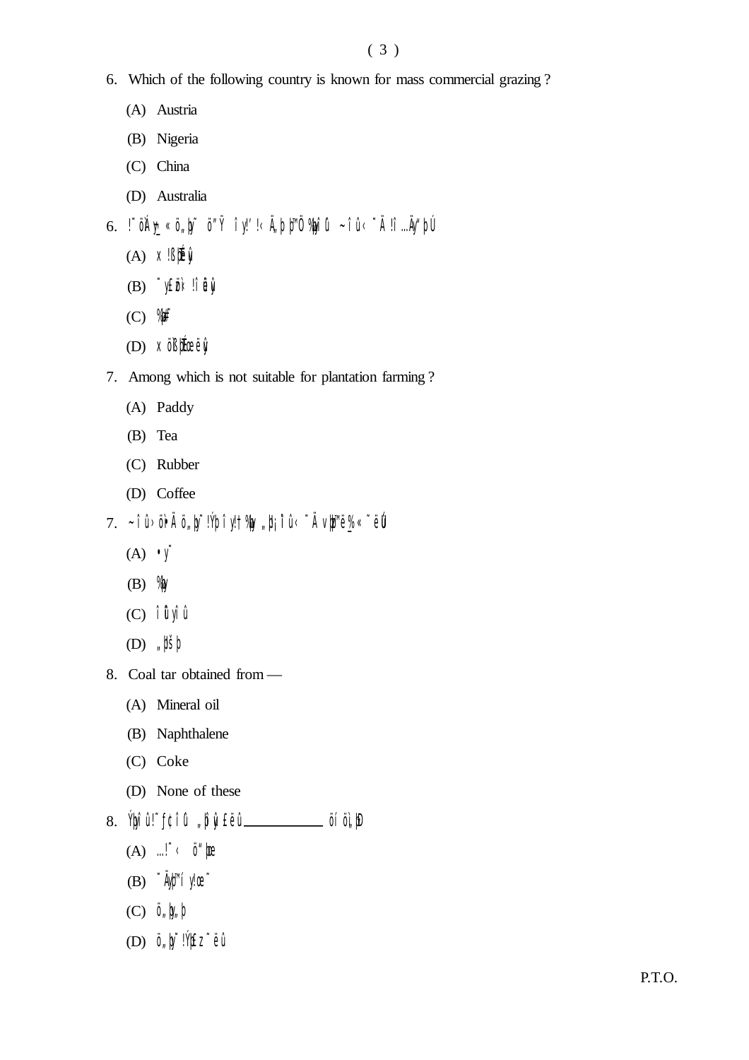6. Which of the following country is known for mass commercial grazing ?

(A) Austria

(B) Nigeria

(C) China

(D) Australia

6. !˘ öÄỳ_ « ö„ þ˘ ö" Ÿ î y!' !‹ Ä„ þ þ"Ö %þýî û ~ î û‹ ˘ Ä !î ...Äy" þ Ú

(A) x !ß þÉ ŷ

(B) ˘ y£ ïð‹ !î ëŷ

(C) %þ#

(D) x öß þÉœ ë ŷ

7. Among which is not suitable for plantation farming ?

(A) Paddy

(B) Tea

(C) Rubber

(D) Coffee

7. ~ î û› ö•Ä ö„ þ˘ !Ýþ î y!† %þy „ þ¡ î û‹ ˘ Ä v þ"ë_% « ˘ ëÚ

(A) • y˘

(B) %þy

(C) î û yî û

(D) „ þš þ

8. Coal tar obtained from —

(A) Mineral oil

(B) Naphthalene

(C) Coke

(D) None of these

8. Ýþî û!˘ ƒ¢ î û „ þ ŷ £ ë û ____________ öí öì„ þÐ

(A) ...!˘ ‹ ö" þœ

(B) ˘ Äýþ"í y!œ ˘

(C) ö„ þy„ þ

(D) ö„ þ˘ !Ý þ£ z ˘ ë û

P.T.O.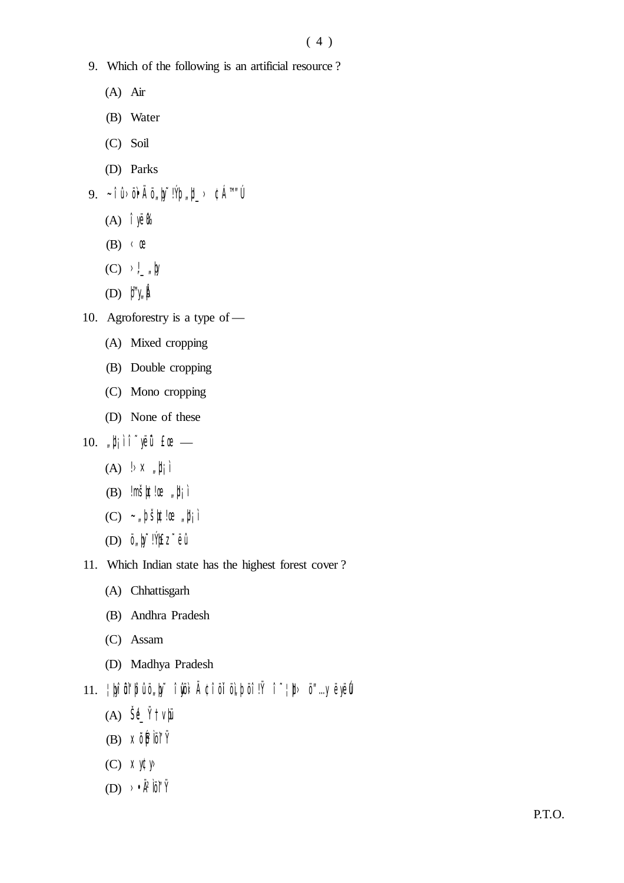9. Which of the following is an artificial resource ?

(A) Air

(B) Water

(C) Soil

(D) Parks

9. ~ î û › ö• Ä ö„ þý˜ !Ýþ „ þ_ › ¢ Á ™" Ú

(A) î ýë ß‰

(B) ‹ œ

(C) › ¦_ „ þý

(D) þ˜ý„ þÅ

10. Agroforestry is a type of —

(A) Mixed cropping

(B) Double cropping

(C) Mono cropping

(D) None of these

10. „ þ¡ ì î ˜ ýë û £ œ —

(A) !› x „ þ¡ ì

(B) !mš þ¢ !œ „ þ¡ ì

(C) ~ „ þ š þ¢ !œ „ þ¡ ì

(D) ö„ þý˜ !Ýþ£ z ˜ ë û

11. Which Indian state has the highest forest cover ?

(A) Chhattisgarh

(B) Andhra Pradesh

(C) Assam

(D) Madhya Pradesh

11. ¦ þýî ôî' þ û ö„ þý˜ î ýþö› Ä ¢ î öî ö¡ þ öî !Ÿ î ˜ ¦ þ› ö" … ý ë ýë Ú

(A) Šé_ Ÿ † v þü

(B) x õ þ ìöî' Ÿ

(C) x ý¢ ý›

(D) › • Ä ìöî' Ÿ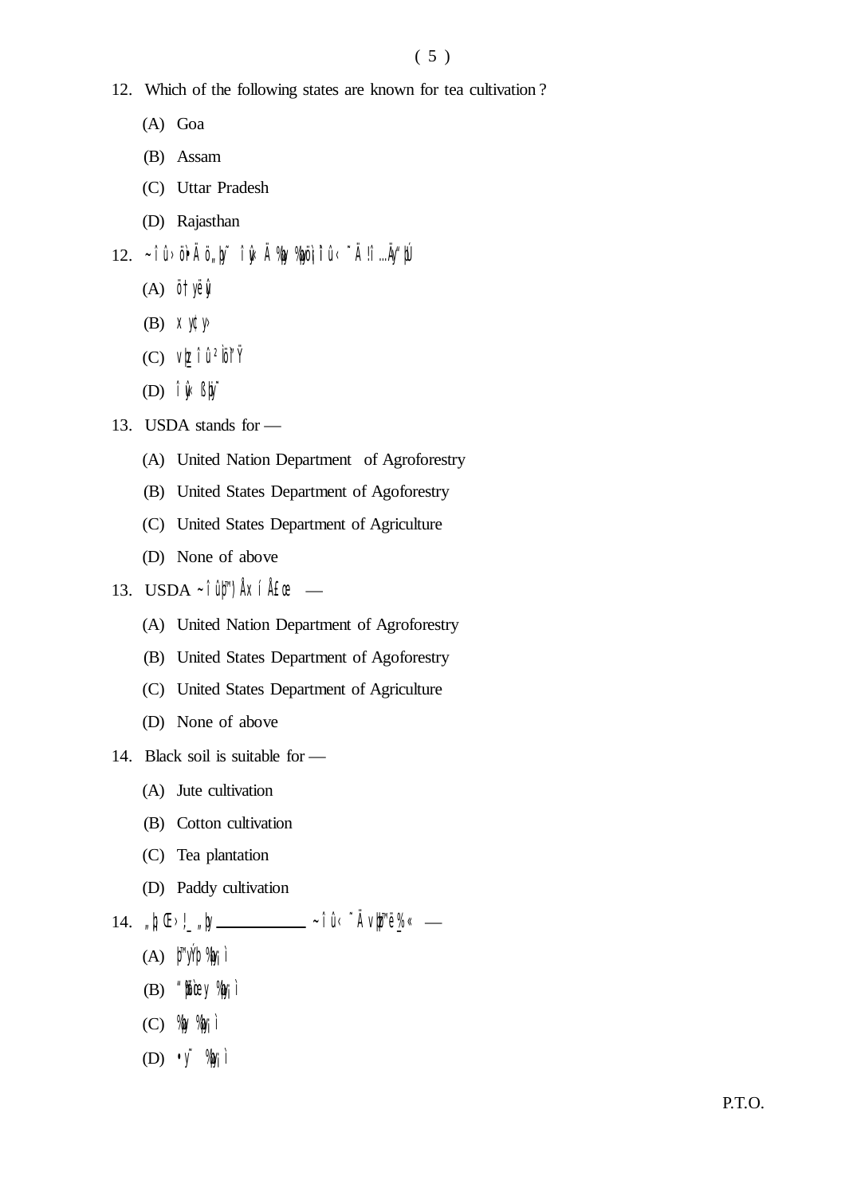12. Which of the following states are known for tea cultivation ?

(A) Goa

(B) Assam

(C) Uttar Pradesh

(D) Rajasthan

12. ~î û› öÒ Ä ö„ þy˜ î ýÿ Ä %þy %þyöì î û‹ ˜ Ä !î ...Äy˜ þÚ

(A) ö† yë ý

(B) x y¢ y›

(C) v þ£ î û ² ìö Ÿ

(D) î ýÿ ß þy˜

13. USDA stands for —

(A) United Nation Department of Agroforestry

(B) United States Department of Agoforestry

(C) United States Department of Agriculture

(D) None of above

13. USDA ~î û þ™ ) Å x í Å£ œ —

(A) United Nation Department of Agroforestry

(B) United States Department of Agoforestry

(C) United States Department of Agriculture

(D) None of above

14. Black soil is suitable for —

(A) Jute cultivation

(B) Cotton cultivation

(C) Tea plantation

(D) Paddy cultivation

14. „ þ Œ › !_ „ þy ____________ ~î û‹ ˜ Ä v þ™ ë _% « —

(A) þ™ yÝ þ %þy¡ ì

(B) “ þÿ ìœ y %þy¡ ì

(C) %þy %þy¡ ì

(D) • y˜ %þy¡ ì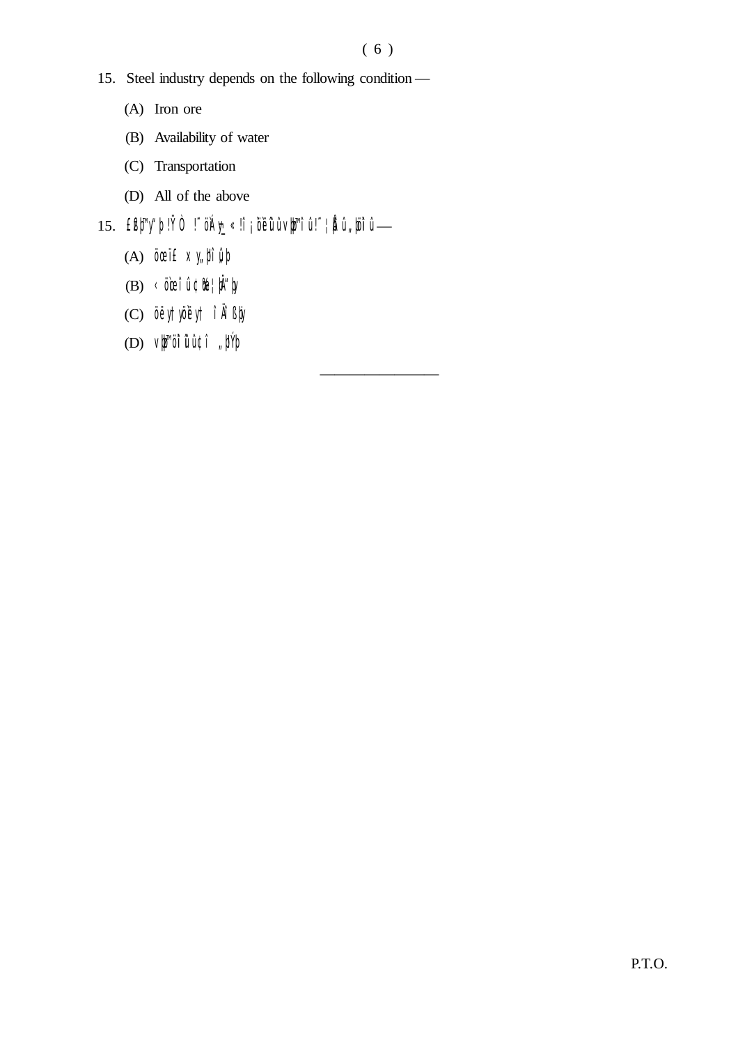15. Steel industry depends on the following condition —

(A) Iron ore

(B) Availability of water

(C) Transportation

(D) All of the above

15. £ß�þ"y'þ !ŸÒ !˜öÄ¼_« !î¡öëûûvþ™î û!˜¦ßû„þîû —

(A) öœïî£ x y„þîûþ

(B) ‹öœîûç®¦þÄ"þy

(C) öëyŸyöëyŸ îÄßþy

(D) vþ™öîûûçî „þÝþ

________________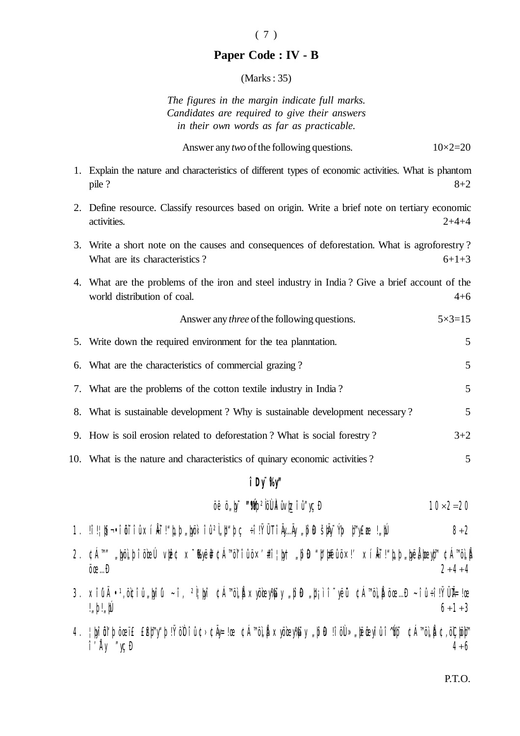## Paper Code : IV - B

(Marks : 35)

*The figures in the margin indicate full marks.*
*Candidates are required to give their answers*
*in their own words as far as practicable.*

Answer any *two* of the following questions. 10×2=20

1. Explain the nature and characteristics of different types of economic activities. What is phantom pile ? 8+2

2. Define resource. Classify resources based on origin. Write a brief note on tertiary economic activities. 2+4+4

3. Write a short note on the causes and consequences of deforestation. What is agroforestry ? What are its characteristics ? 6+1+3

4. What are the problems of the iron and steel industry in India ? Give a brief account of the world distribution of coal. 4+6

Answer any *three* of the following questions. 5×3=15

5. Write down the required environment for the tea planntation. 5

6. What are the characteristics of commercial grazing ? 5

7. What are the problems of the cotton textile industry in India ? 5

8. What is sustainable development ? Why is sustainable development necessary ? 5

9. How is soil erosion related to deforestation ? What is social forestry ? 3+2

10. What is the nature and characteristics of quinary economic activities ? 5

### î Dy˝ ‰y"

öë ö„ þ˝ "'‰ý²ïöÙÂ ûv ì î û"yç Ð 10×2=20

1. !î !¦ þ§¬•îöîîûx í Åî !"þ„þ „ þöì îû²ì„ þ"þç ÷î !ŸÜTîÄy…Äy „þÐ šþÄy˝Ýþ þ"y£œ !„þÙ 8+2

2. ¢Á™" „ þöì„þ îöœÚ vþ¢ x ˝‰yë ¢Á™öîîûöx ' ‡î ¦ þ† „ þÐ "þ'þ¢ûöx !' x í Åî !"þ„þ „ þë Åþœyþ" ¢Á™öì„þÅ öœ…Ð 2+4+4

3. x îûÄ •¹„ öìçîû„ þî û ~ î‚ ²ì¦ þî ¢Á™öì„þÅ x yöœy‰ þy „ þÐ „ þ¡ ì î ˝yë û ¢Á™öì„þÅ öœ…Ð ~ îû÷î !ŸÜTî=!œ !„þ !„þÙ 6+1+3

4. ¦ þî û ûîþ öœï £ £ßþ"y"þ !ŸöÐ îû¢›¢Äy=!œ ¢Á™öì„þÅ x yöœy‰ þy „ þÐ !îöÙ» „þëœyî û î ˆýþ ¢Á™öì„þÅ ¢‚ö Çþ" î ' Åy "yçÐ 4+6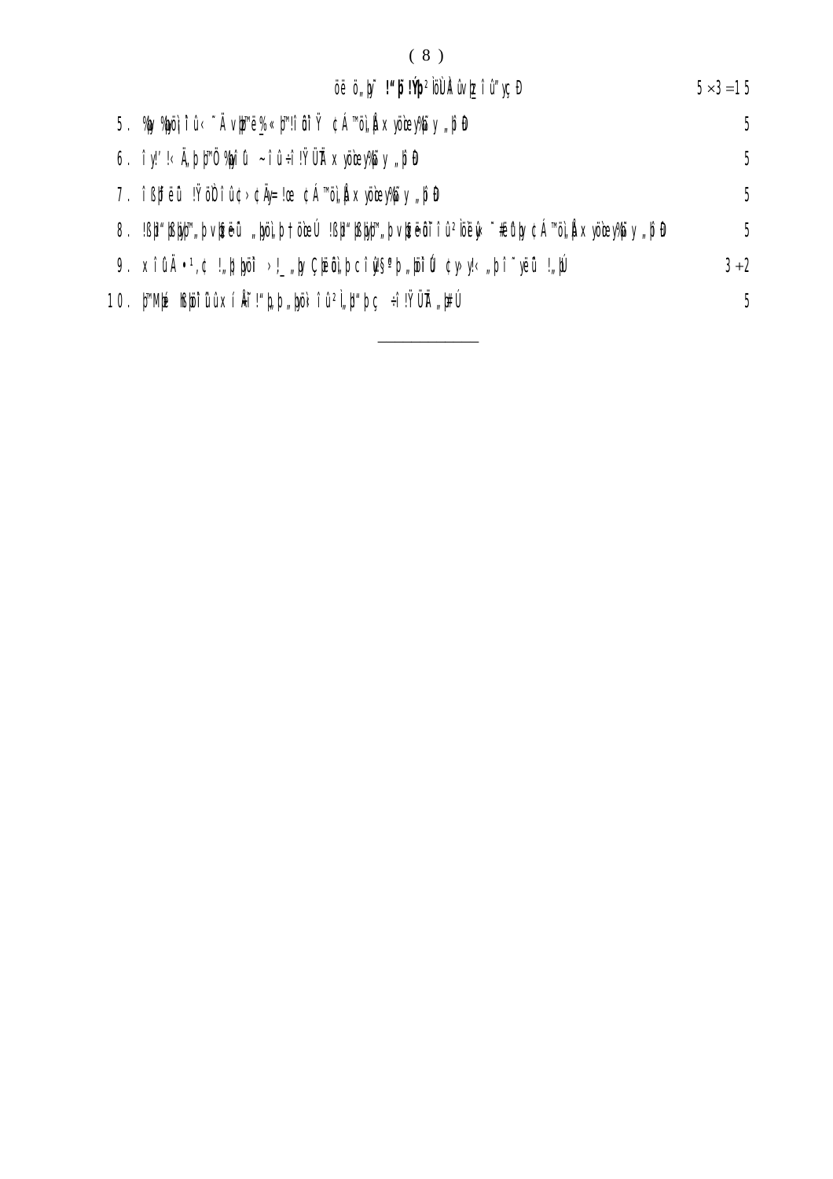öë ö„þ˘ !"þ!Ýþ²ìöÙÂûvþ̧îû"yçÐ 5 × 3 = 15

5. %þy%þyöì¡îû‹ˆÄvþ™ë‰«þ™!îôîŸ ¢Á™öì‚Åxyöìœy%ãy„þÐ 5

6. îy!' !‹Ä‚þþ™Ö%þyîû ~îû÷î!ŸÜÂxyöìœy%ãy„þÐ 5

7. îßþ!ëû !ŸöÒîû¢›¢Ây=!œ ¢Á™öì‚Åxyöìœy%ãy„þÐ 5

8. !ßþ"ßþyþ™„þvþ!ëû „þyöì‚þ†öìœÚ !ßþ"ßþyþ™„þvþ!ëöìîû²ìöìëy‹ˆ#ëûþy¢Á™öì‚Åxyöìœy%ãy„þÐ 5

9. xîûÄ•¹‚¢ !„þþyöì ›!_„þyÇþ!ëöì‚þcîy§ª„þyöìîÚ ¢y›y!‹„þîˆyëû !„þÚ 3+2

10. þ™Mþé ßþyöìîûûxíÅ!"þ‚þ„þyöìîûû²ì„þ"þç ÷î!ŸÜÂ„þ#Ú 5

---